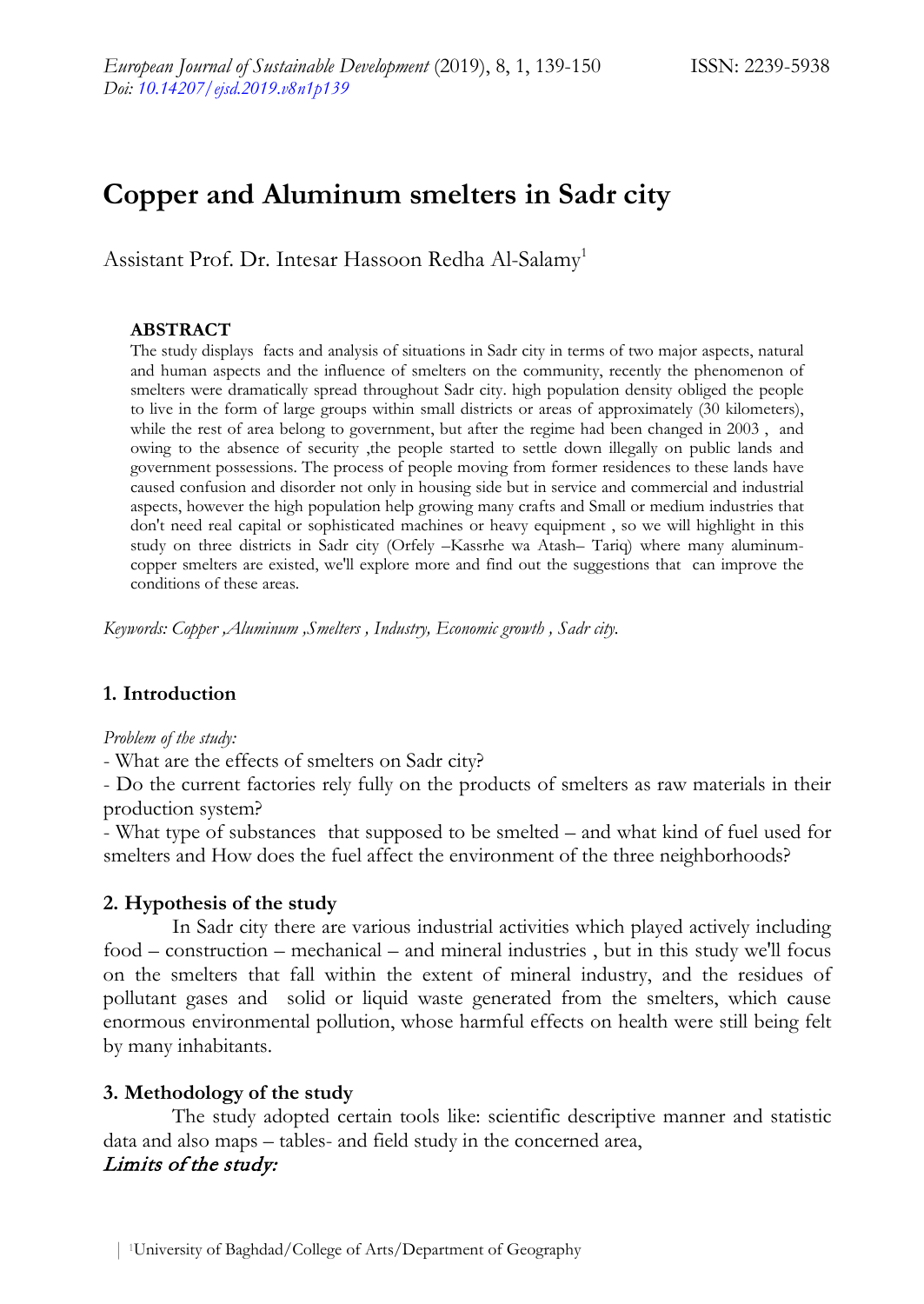# Copper and Aluminum smelters in Sadr city

Assistant Prof. Dr. Intesar Hassoon Redha Al-Salamy[1]

### ABSTRACT

The study displays facts and analysis of situations in Sadr city in terms of two major aspects, natural and human aspects and the influence of smelters on the community, recently the phenomenon of smelters were dramatically spread throughout Sadr city. high population density obliged the people to live in the form of large groups within small districts or areas of approximately (30 kilometers), while the rest of area belong to government, but after the regime had been changed in 2003 , and owing to the absence of security ,the people started to settle down illegally on public lands and government possessions. The process of people moving from former residences to these lands have caused confusion and disorder not only in housing side but in service and commercial and industrial aspects, however the high population help growing many crafts and Small or medium industries that don't need real capital or sophisticated machines or heavy equipment , so we will highlight in this study on three districts in Sadr city (Orfely –Kassrhe wa Atash– Tariq) where many aluminum-copper smelters are existed, we'll explore more and find out the suggestions that can improve the conditions of these areas.

*Keywords: Copper ,Aluminum ,Smelters , Industry, Economic growth , Sadr city.*

## 1. Introduction

*Problem of the study:*

- What are the effects of smelters on Sadr city?
- Do the current factories rely fully on the products of smelters as raw materials in their production system?
- What type of substances that supposed to be smelted – and what kind of fuel used for smelters and How does the fuel affect the environment of the three neighborhoods?

## 2. Hypothesis of the study

In Sadr city there are various industrial activities which played actively including food – construction – mechanical – and mineral industries , but in this study we'll focus on the smelters that fall within the extent of mineral industry, and the residues of pollutant gases and solid or liquid waste generated from the smelters, which cause enormous environmental pollution, whose harmful effects on health were still being felt by many inhabitants.

## 3. Methodology of the study

The study adopted certain tools like: scientific descriptive manner and statistic data and also maps – tables- and field study in the concerned area,

***Limits of the study:***

[1]University of Baghdad/College of Arts/Department of Geography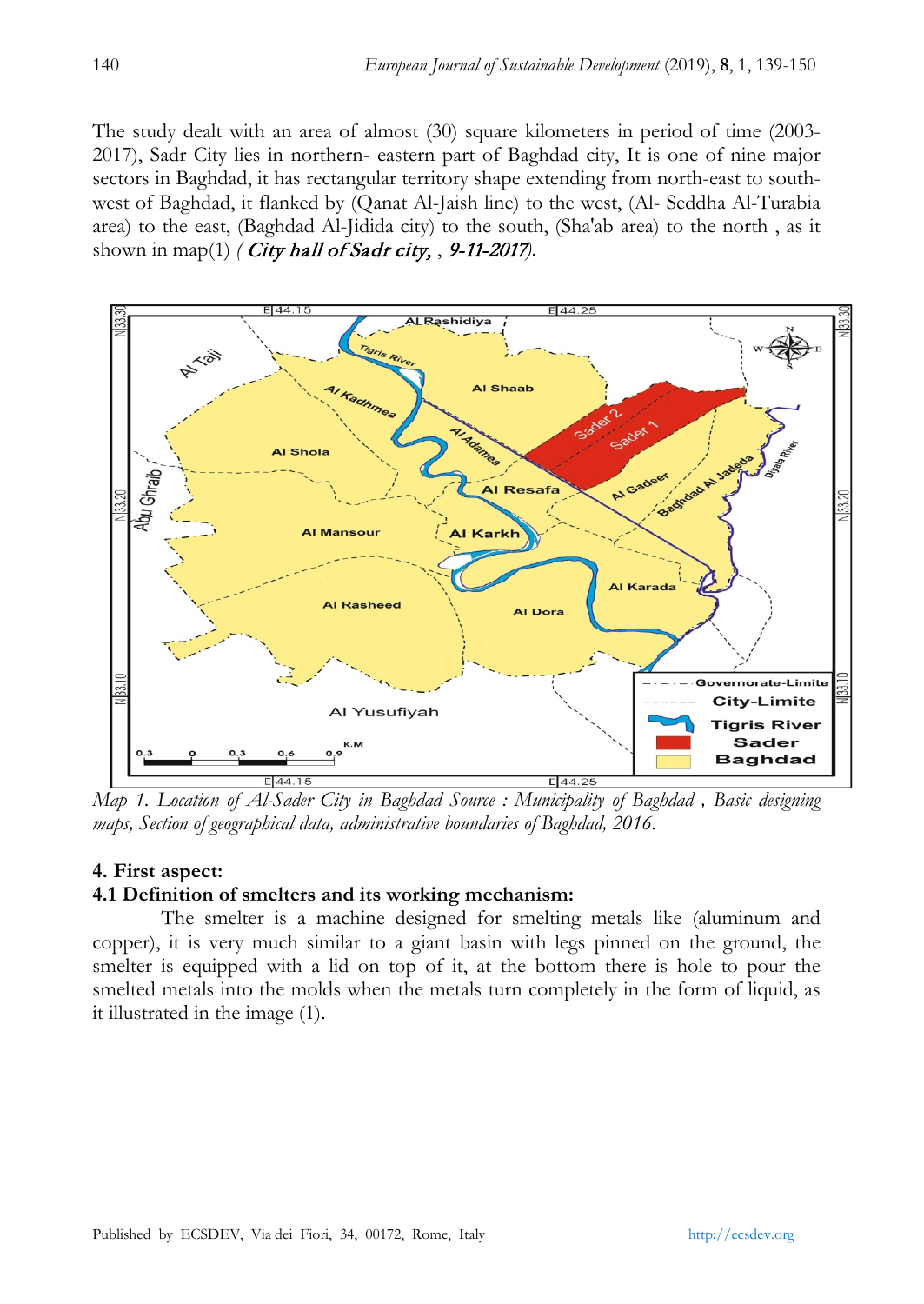The study dealt with an area of almost (30) square kilometers in period of time (2003-2017), Sadr City lies in northern- eastern part of Baghdad city, It is one of nine major sectors in Baghdad, it has rectangular territory shape extending from north-east to south-west of Baghdad, it flanked by (Qanat Al-Jaish line) to the west, (Al- Seddha Al-Turabia area) to the east, (Baghdad Al-Jidida city) to the south, (Sha'ab area) to the north , as it shown in map(1) *( City hall of Sadr city, , 9-11-2017)*.

*Map 1. Location of Al-Sader City in Baghdad Source : Municipality of Baghdad , Basic designing maps, Section of geographical data, administrative boundaries of Baghdad, 2016.*

## 4. First aspect:

### 4.1 Definition of smelters and its working mechanism:

The smelter is a machine designed for smelting metals like (aluminum and copper), it is very much similar to a giant basin with legs pinned on the ground, the smelter is equipped with a lid on top of it, at the bottom there is hole to pour the smelted metals into the molds when the metals turn completely in the form of liquid, as it illustrated in the image (1).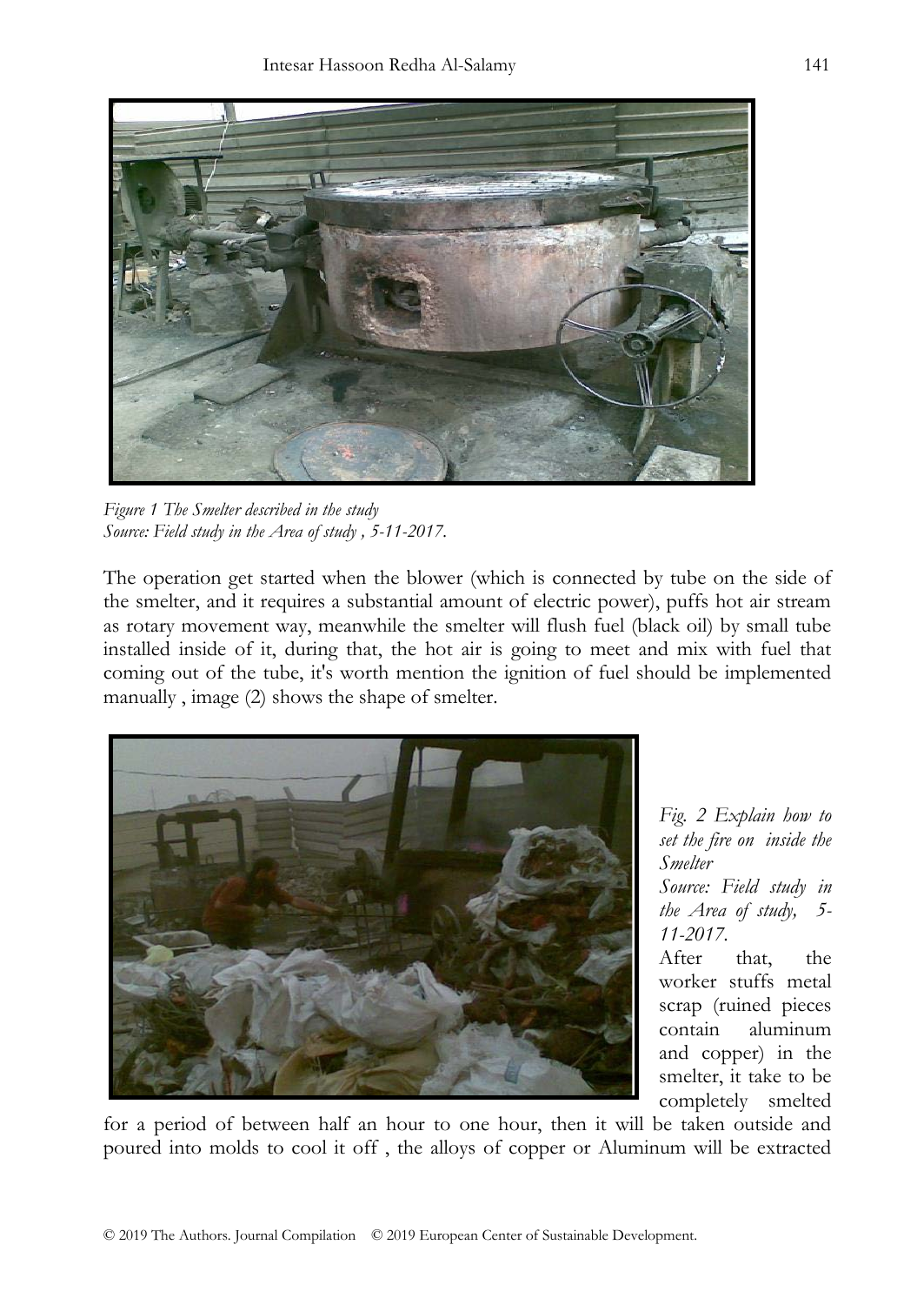*Figure 1 The Smelter described in the study*
*Source: Field study in the Area of study , 5-11-2017.*

The operation get started when the blower (which is connected by tube on the side of the smelter, and it requires a substantial amount of electric power), puffs hot air stream as rotary movement way, meanwhile the smelter will flush fuel (black oil) by small tube installed inside of it, during that, the hot air is going to meet and mix with fuel that coming out of the tube, it's worth mention the ignition of fuel should be implemented manually , image (2) shows the shape of smelter.

*Fig. 2 Explain how to set the fire on inside the Smelter*
*Source: Field study in the Area of study, 5-11-2017.*

After that, the worker stuffs metal scrap (ruined pieces contain aluminum and copper) in the smelter, it take to be completely smelted for a period of between half an hour to one hour, then it will be taken outside and poured into molds to cool it off , the alloys of copper or Aluminum will be extracted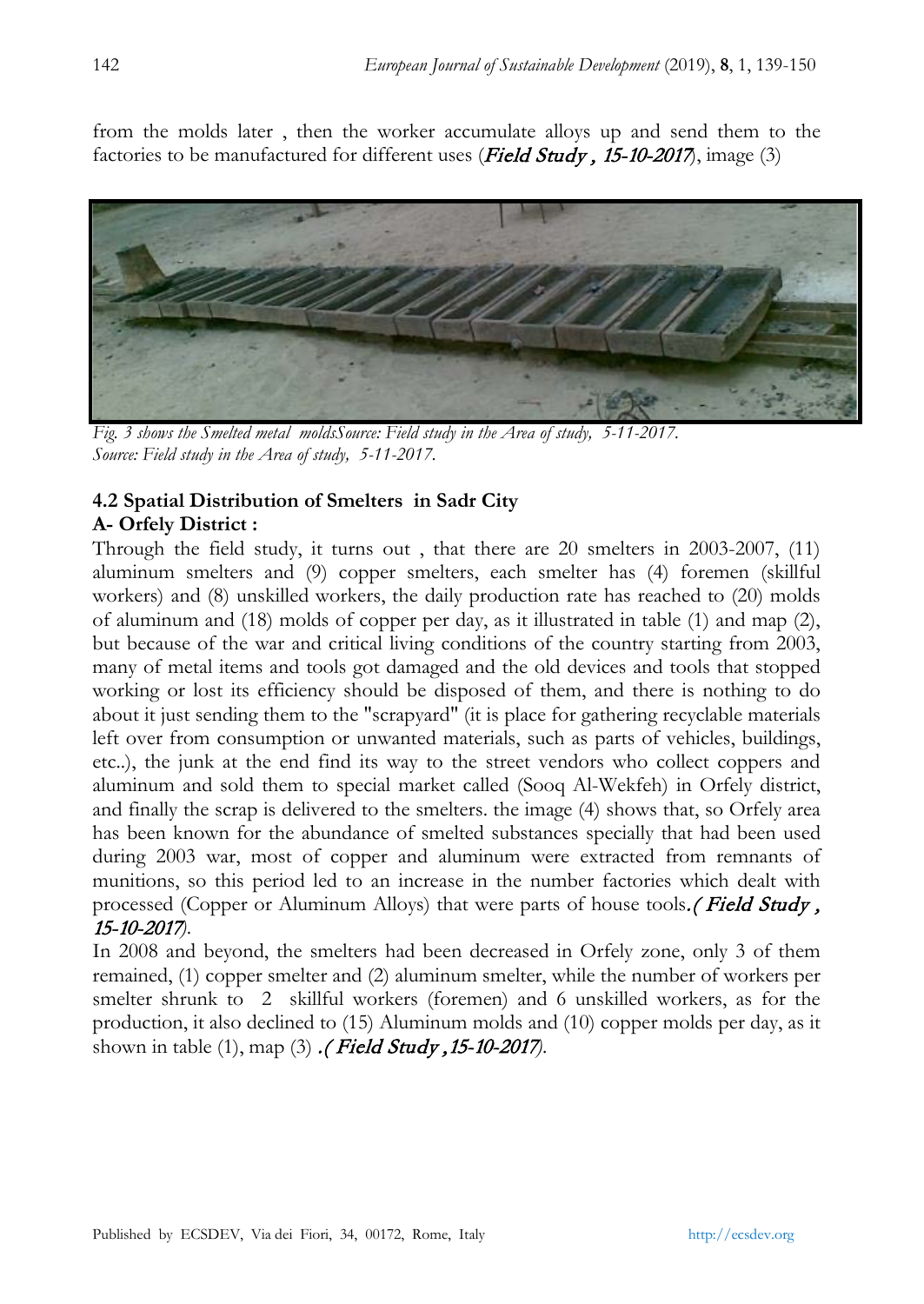from the molds later , then the worker accumulate alloys up and send them to the factories to be manufactured for different uses (***Field Study , 15-10-2017***), image (3)

*Fig. 3 shows the Smelted metal moldsSource: Field study in the Area of study, 5-11-2017.*
*Source: Field study in the Area of study, 5-11-2017.*

### 4.2 Spatial Distribution of Smelters in Sadr City

**A- Orfely District :**

Through the field study, it turns out , that there are 20 smelters in 2003-2007, (11) aluminum smelters and (9) copper smelters, each smelter has (4) foremen (skillful workers) and (8) unskilled workers, the daily production rate has reached to (20) molds of aluminum and (18) molds of copper per day, as it illustrated in table (1) and map (2), but because of the war and critical living conditions of the country starting from 2003, many of metal items and tools got damaged and the old devices and tools that stopped working or lost its efficiency should be disposed of them, and there is nothing to do about it just sending them to the "scrapyard" (it is place for gathering recyclable materials left over from consumption or unwanted materials, such as parts of vehicles, buildings, etc..), the junk at the end find its way to the street vendors who collect coppers and aluminum and sold them to special market called (Sooq Al-Wekfeh) in Orfely district, and finally the scrap is delivered to the smelters. the image (4) shows that, so Orfely area has been known for the abundance of smelted substances specially that had been used during 2003 war, most of copper and aluminum were extracted from remnants of munitions, so this period led to an increase in the number factories which dealt with processed (Copper or Aluminum Alloys) that were parts of house tools.*( **Field Study , 15-10-2017**).*

In 2008 and beyond, the smelters had been decreased in Orfely zone, only 3 of them remained, (1) copper smelter and (2) aluminum smelter, while the number of workers per smelter shrunk to 2 skillful workers (foremen) and 6 unskilled workers, as for the production, it also declined to (15) Aluminum molds and (10) copper molds per day, as it shown in table (1), map (3) *.( **Field Study ,15-10-2017**).*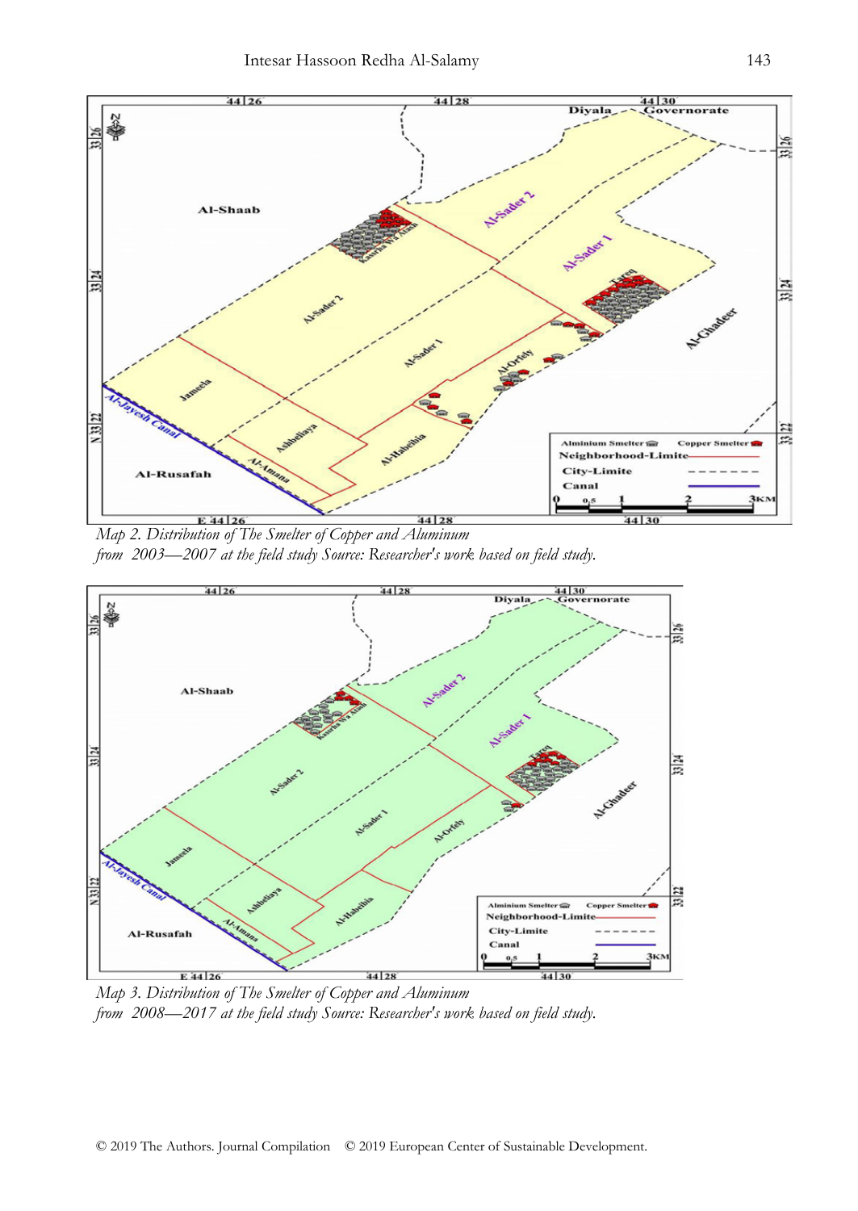Map 2. Distribution of The Smelter of Copper and Aluminum
from 2003—2007 at the field study Source: Researcher's work based on field study.

Map 3. Distribution of The Smelter of Copper and Aluminum
from 2008—2017 at the field study Source: Researcher's work based on field study.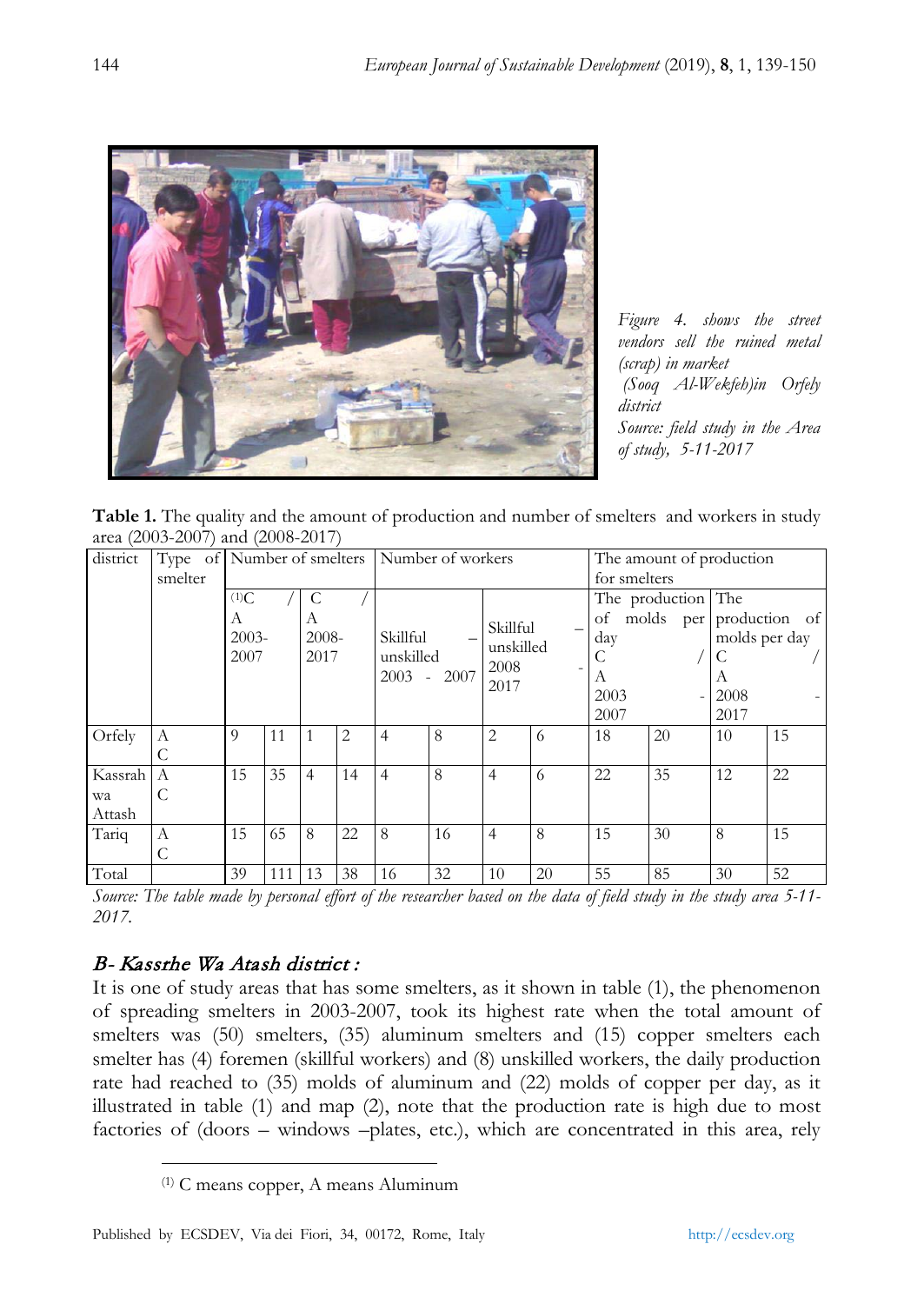*Figure 4. shows the street vendors sell the ruined metal (scrap) in market (Sooq Al-Wekfeh)in Orfely district*
*Source: field study in the Area of study, 5-11-2017*

**Table 1.** The quality and the amount of production and number of smelters and workers in study area (2003-2007) and (2008-2017)

| district | Type of smelter | Number of smelters | | | | Number of workers | | | | The amount of production for smelters | | | |
|---|---|---|---|---|---|---|---|---|---|---|---|---|---|
| | | [(1)]C / A 2003-2007 | | C / A 2008-2017 | | Skillful – unskilled 2003 - 2007 | | Skillful – unskilled 2008 - 2017 | | The production of molds per day C / A 2003 - 2007 | | The production of molds per day C / A 2008 - 2017 | |
| Orfely | A C | 9 | 11 | 1 | 2 | 4 | 8 | 2 | 6 | 18 | 20 | 10 | 15 |
| Kassrah wa Attash | A C | 15 | 35 | 4 | 14 | 4 | 8 | 4 | 6 | 22 | 35 | 12 | 22 |
| Tariq | A C | 15 | 65 | 8 | 22 | 8 | 16 | 4 | 8 | 15 | 30 | 8 | 15 |
| Total | | 39 | 111 | 13 | 38 | 16 | 32 | 10 | 20 | 55 | 85 | 30 | 52 |

*Source: The table made by personal effort of the researcher based on the data of field study in the study area 5-11-2017.*

### *B- Kassrhe Wa Atash district :*

It is one of study areas that has some smelters, as it shown in table (1), the phenomenon of spreading smelters in 2003-2007, took its highest rate when the total amount of smelters was (50) smelters, (35) aluminum smelters and (15) copper smelters each smelter has (4) foremen (skillful workers) and (8) unskilled workers, the daily production rate had reached to (35) molds of aluminum and (22) molds of copper per day, as it illustrated in table (1) and map (2), note that the production rate is high due to most factories of (doors – windows –plates, etc.), which are concentrated in this area, rely

---

[(1)] C means copper, A means Aluminum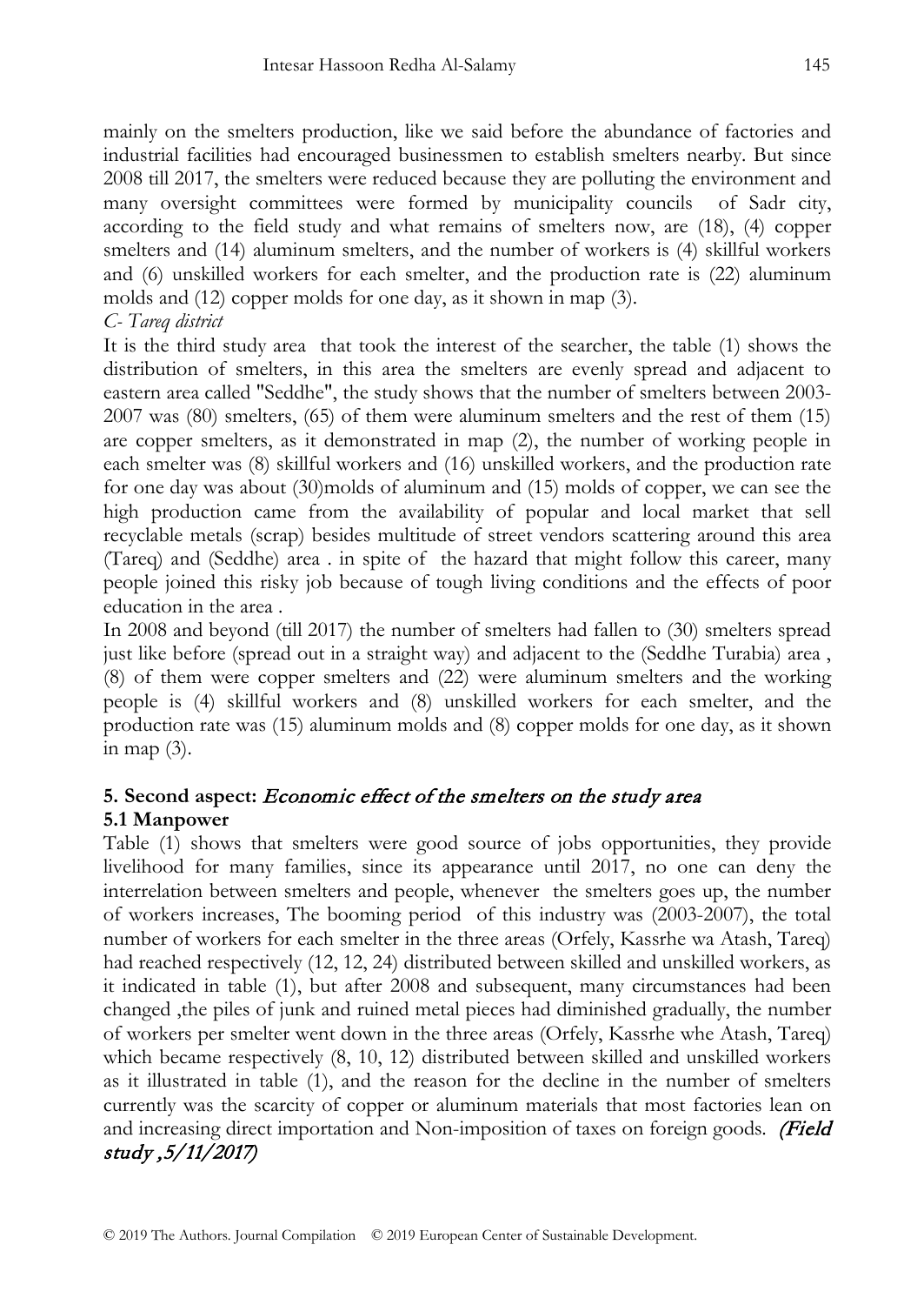mainly on the smelters production, like we said before the abundance of factories and industrial facilities had encouraged businessmen to establish smelters nearby. But since 2008 till 2017, the smelters were reduced because they are polluting the environment and many oversight committees were formed by municipality councils of Sadr city, according to the field study and what remains of smelters now, are (18), (4) copper smelters and (14) aluminum smelters, and the number of workers is (4) skillful workers and (6) unskilled workers for each smelter, and the production rate is (22) aluminum molds and (12) copper molds for one day, as it shown in map (3).

*C- Tareq district*

It is the third study area that took the interest of the searcher, the table (1) shows the distribution of smelters, in this area the smelters are evenly spread and adjacent to eastern area called "Seddhe", the study shows that the number of smelters between 2003-2007 was (80) smelters, (65) of them were aluminum smelters and the rest of them (15) are copper smelters, as it demonstrated in map (2), the number of working people in each smelter was (8) skillful workers and (16) unskilled workers, and the production rate for one day was about (30)molds of aluminum and (15) molds of copper, we can see the high production came from the availability of popular and local market that sell recyclable metals (scrap) besides multitude of street vendors scattering around this area (Tareq) and (Seddhe) area . in spite of the hazard that might follow this career, many people joined this risky job because of tough living conditions and the effects of poor education in the area .

In 2008 and beyond (till 2017) the number of smelters had fallen to (30) smelters spread just like before (spread out in a straight way) and adjacent to the (Seddhe Turabia) area , (8) of them were copper smelters and (22) were aluminum smelters and the working people is (4) skillful workers and (8) unskilled workers for each smelter, and the production rate was (15) aluminum molds and (8) copper molds for one day, as it shown in map (3).

## 5. Second aspect: *Economic effect of the smelters on the study area*

### 5.1 Manpower

Table (1) shows that smelters were good source of jobs opportunities, they provide livelihood for many families, since its appearance until 2017, no one can deny the interrelation between smelters and people, whenever the smelters goes up, the number of workers increases, The booming period of this industry was (2003-2007), the total number of workers for each smelter in the three areas (Orfely, Kassrhe wa Atash, Tareq) had reached respectively (12, 12, 24) distributed between skilled and unskilled workers, as it indicated in table (1), but after 2008 and subsequent, many circumstances had been changed ,the piles of junk and ruined metal pieces had diminished gradually, the number of workers per smelter went down in the three areas (Orfely, Kassrhe whe Atash, Tareq) which became respectively (8, 10, 12) distributed between skilled and unskilled workers as it illustrated in table (1), and the reason for the decline in the number of smelters currently was the scarcity of copper or aluminum materials that most factories lean on and increasing direct importation and Non-imposition of taxes on foreign goods. ***(Field study ,5/11/2017)***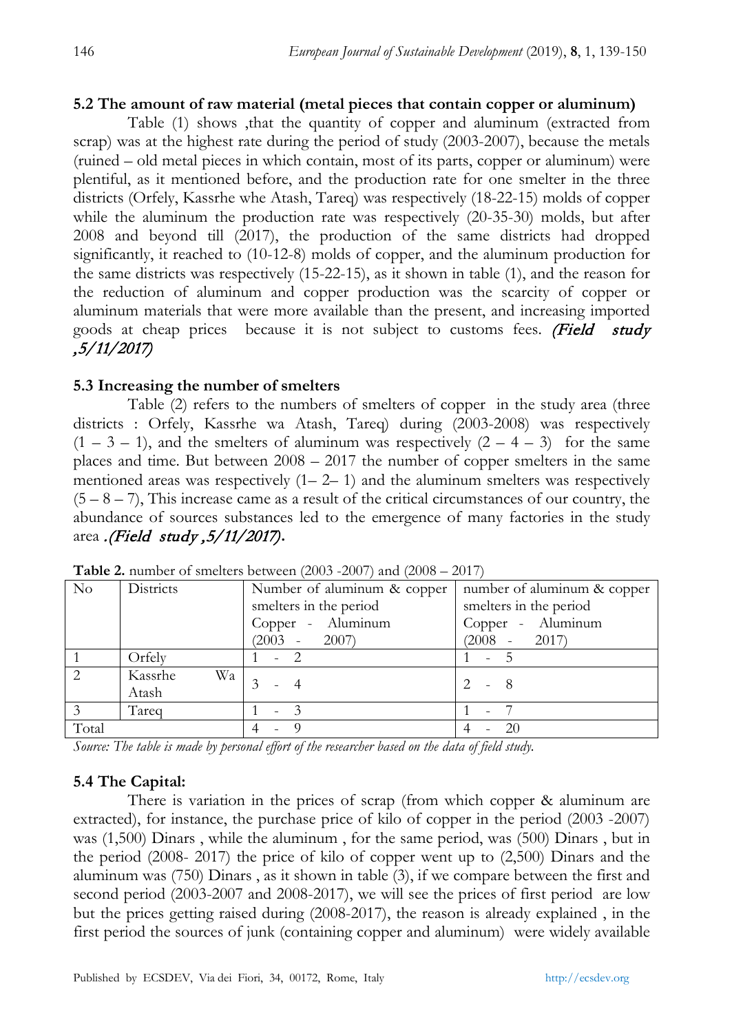### 5.2 The amount of raw material (metal pieces that contain copper or aluminum)

Table (1) shows ,that the quantity of copper and aluminum (extracted from scrap) was at the highest rate during the period of study (2003-2007), because the metals (ruined – old metal pieces in which contain, most of its parts, copper or aluminum) were plentiful, as it mentioned before, and the production rate for one smelter in the three districts (Orfely, Kassrhe whe Atash, Tareq) was respectively (18-22-15) molds of copper while the aluminum the production rate was respectively (20-35-30) molds, but after 2008 and beyond till (2017), the production of the same districts had dropped significantly, it reached to (10-12-8) molds of copper, and the aluminum production for the same districts was respectively (15-22-15), as it shown in table (1), and the reason for the reduction of aluminum and copper production was the scarcity of copper or aluminum materials that were more available than the present, and increasing imported goods at cheap prices because it is not subject to customs fees. *(Field study ,5/11/2017)*

### 5.3 Increasing the number of smelters

Table (2) refers to the numbers of smelters of copper in the study area (three districts : Orfely, Kassrhe wa Atash, Tareq) during (2003-2008) was respectively (1 – 3 – 1), and the smelters of aluminum was respectively (2 – 4 – 3) for the same places and time. But between 2008 – 2017 the number of copper smelters in the same mentioned areas was respectively (1– 2– 1) and the aluminum smelters was respectively (5 – 8 – 7), This increase came as a result of the critical circumstances of our country, the abundance of sources substances led to the emergence of many factories in the study area *.(Field study ,5/11/2017)*.

**Table 2.** number of smelters between (2003 -2007) and (2008 – 2017)

| No | Districts | Number of aluminum & copper smelters in the period Copper - Aluminum (2003 - 2007) | number of aluminum & copper smelters in the period Copper - Aluminum (2008 - 2017) |
|---|---|---|---|
| 1 | Orfely | 1 - 2 | 1 - 5 |
| 2 | Kassrhe Wa Atash | 3 - 4 | 2 - 8 |
| 3 | Tareq | 1 - 3 | 1 - 7 |
| Total | | 4 - 9 | 4 - 20 |

*Source: The table is made by personal effort of the researcher based on the data of field study.*

### 5.4 The Capital:

There is variation in the prices of scrap (from which copper & aluminum are extracted), for instance, the purchase price of kilo of copper in the period (2003 -2007) was (1,500) Dinars , while the aluminum , for the same period, was (500) Dinars , but in the period (2008- 2017) the price of kilo of copper went up to (2,500) Dinars and the aluminum was (750) Dinars , as it shown in table (3), if we compare between the first and second period (2003-2007 and 2008-2017), we will see the prices of first period are low but the prices getting raised during (2008-2017), the reason is already explained , in the first period the sources of junk (containing copper and aluminum) were widely available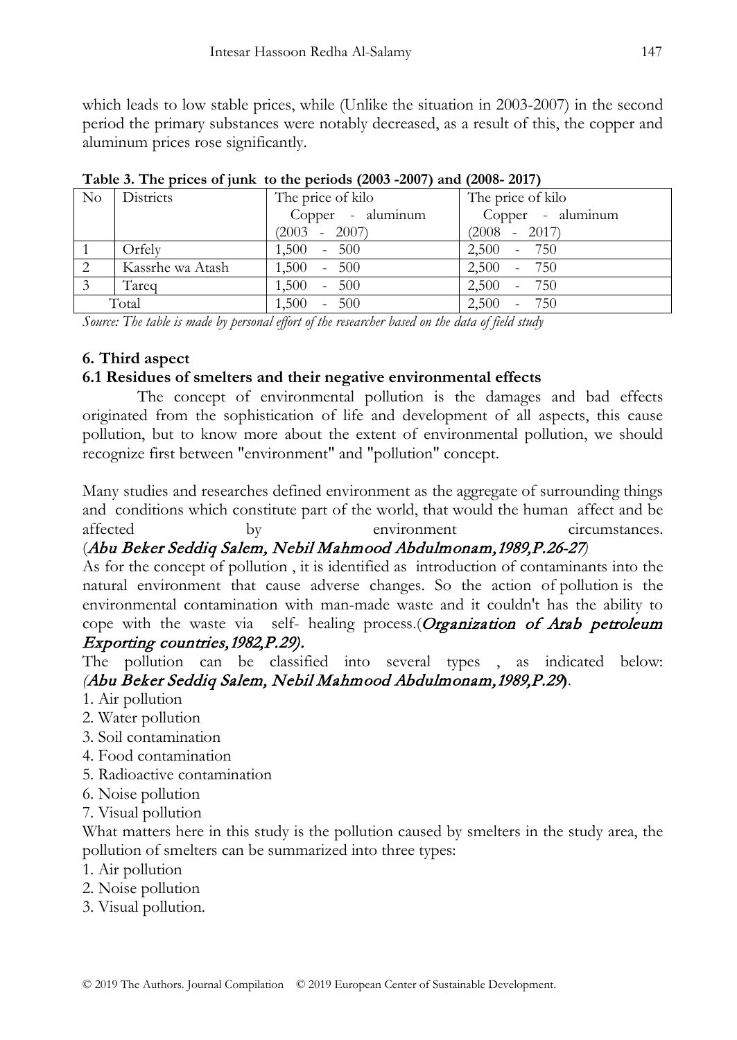which leads to low stable prices, while (Unlike the situation in 2003-2007) in the second period the primary substances were notably decreased, as a result of this, the copper and aluminum prices rose significantly.

**Table 3. The prices of junk to the periods (2003 -2007) and (2008- 2017)**

| No | Districts | The price of kilo Copper - aluminum (2003 - 2007) | The price of kilo Copper - aluminum (2008 - 2017) |
|---|---|---|---|
| 1 | Orfely | 1,500 - 500 | 2,500 - 750 |
| 2 | Kassrhe wa Atash | 1,500 - 500 | 2,500 - 750 |
| 3 | Tareq | 1,500 - 500 | 2,500 - 750 |
| Total | | 1,500 - 500 | 2,500 - 750 |

*Source: The table is made by personal effort of the researcher based on the data of field study*

## 6. Third aspect

### 6.1 Residues of smelters and their negative environmental effects

The concept of environmental pollution is the damages and bad effects originated from the sophistication of life and development of all aspects, this cause pollution, but to know more about the extent of environmental pollution, we should recognize first between "environment" and "pollution" concept.

Many studies and researches defined environment as the aggregate of surrounding things and conditions which constitute part of the world, that would the human affect and be affected by environment circumstances. (*Abu Beker Seddiq Salem, Nebil Mahmood Abdulmonam,1989,P.26-27*)

As for the concept of pollution , it is identified as introduction of contaminants into the natural environment that cause adverse changes. So the action of pollution is the environmental contamination with man-made waste and it couldn't has the ability to cope with the waste via self- healing process.(*Organization of Arab petroleum Exporting countries,1982,P.29).*

The pollution can be classified into several types , as indicated below: (*Abu Beker Seddiq Salem, Nebil Mahmood Abdulmonam,1989,P.29*).

1. Air pollution
2. Water pollution
3. Soil contamination
4. Food contamination
5. Radioactive contamination
6. Noise pollution
7. Visual pollution

What matters here in this study is the pollution caused by smelters in the study area, the pollution of smelters can be summarized into three types:

1. Air pollution
2. Noise pollution
3. Visual pollution.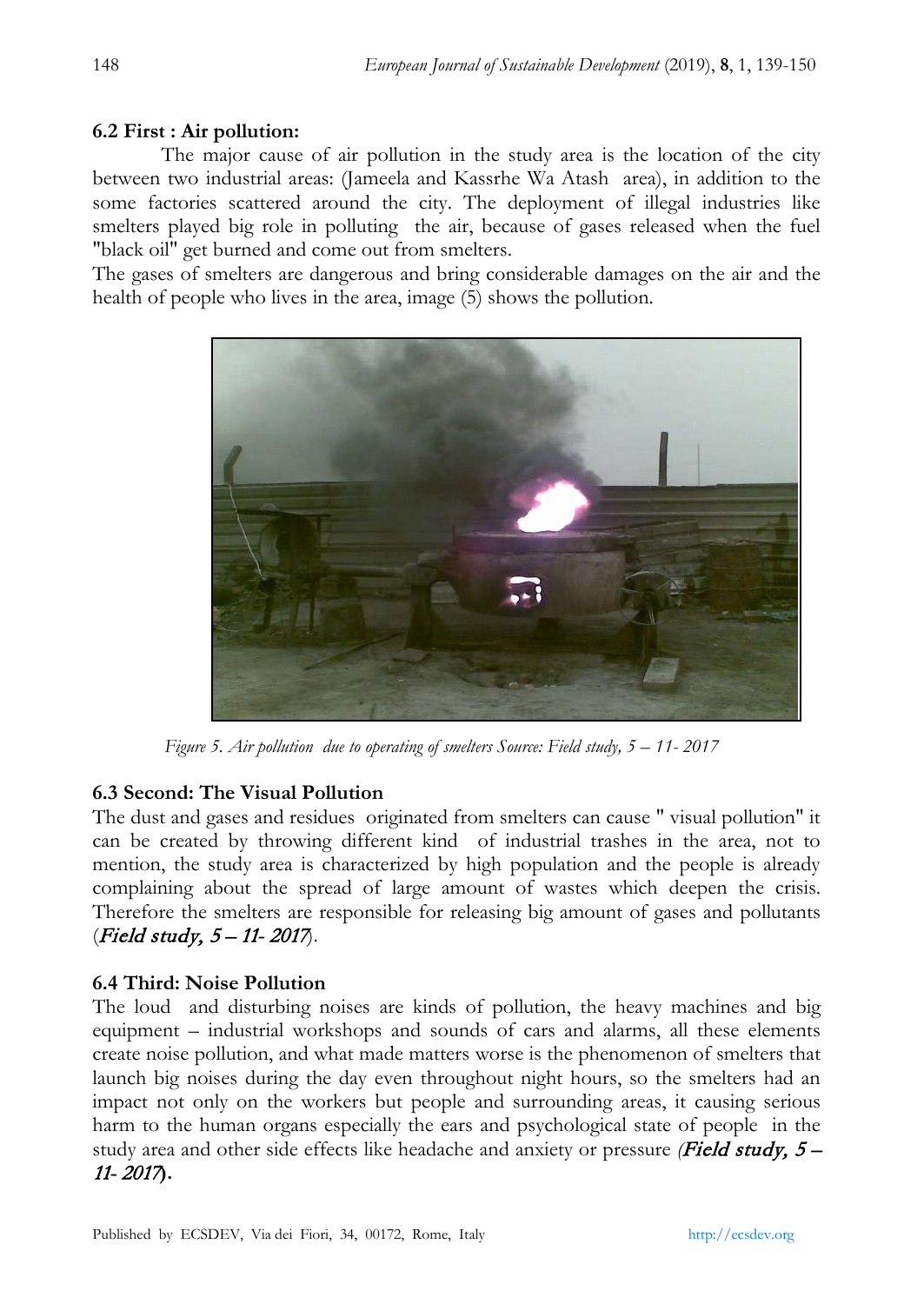### 6.2 First : Air pollution:

The major cause of air pollution in the study area is the location of the city between two industrial areas: (Jameela and Kassrhe Wa Atash area), in addition to the some factories scattered around the city. The deployment of illegal industries like smelters played big role in polluting the air, because of gases released when the fuel "black oil" get burned and come out from smelters.

The gases of smelters are dangerous and bring considerable damages on the air and the health of people who lives in the area, image (5) shows the pollution.

*Figure 5. Air pollution due to operating of smelters Source: Field study, 5 – 11- 2017*

### 6.3 Second: The Visual Pollution

The dust and gases and residues originated from smelters can cause " visual pollution" it can be created by throwing different kind of industrial trashes in the area, not to mention, the study area is characterized by high population and the people is already complaining about the spread of large amount of wastes which deepen the crisis. Therefore the smelters are responsible for releasing big amount of gases and pollutants (***Field study, 5 – 11- 2017***).

### 6.4 Third: Noise Pollution

The loud and disturbing noises are kinds of pollution, the heavy machines and big equipment – industrial workshops and sounds of cars and alarms, all these elements create noise pollution, and what made matters worse is the phenomenon of smelters that launch big noises during the day even throughout night hours, so the smelters had an impact not only on the workers but people and surrounding areas, it causing serious harm to the human organs especially the ears and psychological state of people in the study area and other side effects like headache and anxiety or pressure ***(Field study, 5 – 11- 2017).***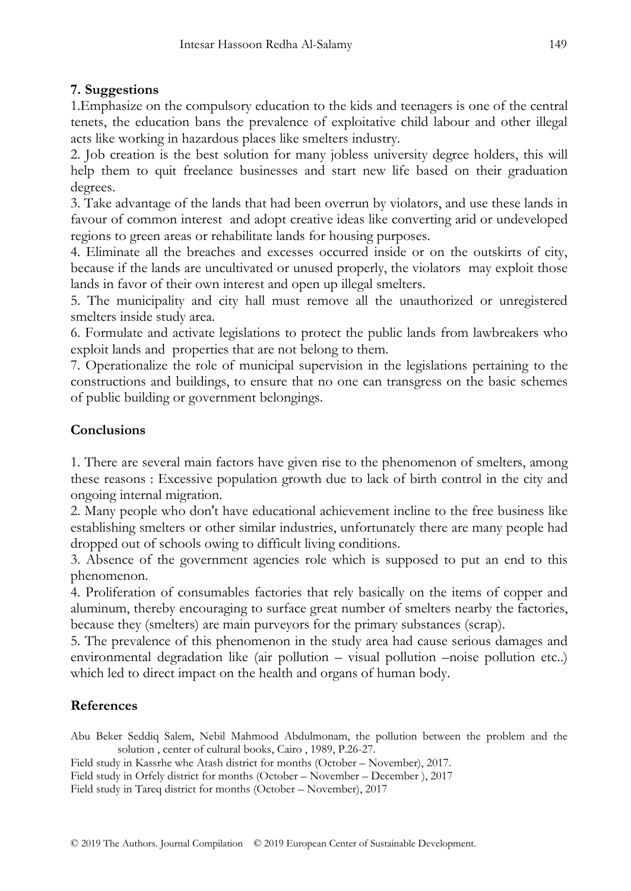## 7. Suggestions

1.Emphasize on the compulsory education to the kids and teenagers is one of the central tenets, the education bans the prevalence of exploitative child labour and other illegal acts like working in hazardous places like smelters industry.

2. Job creation is the best solution for many jobless university degree holders, this will help them to quit freelance businesses and start new life based on their graduation degrees.

3. Take advantage of the lands that had been overrun by violators, and use these lands in favour of common interest and adopt creative ideas like converting arid or undeveloped regions to green areas or rehabilitate lands for housing purposes.

4. Eliminate all the breaches and excesses occurred inside or on the outskirts of city, because if the lands are uncultivated or unused properly, the violators may exploit those lands in favor of their own interest and open up illegal smelters.

5. The municipality and city hall must remove all the unauthorized or unregistered smelters inside study area.

6. Formulate and activate legislations to protect the public lands from lawbreakers who exploit lands and properties that are not belong to them.

7. Operationalize the role of municipal supervision in the legislations pertaining to the constructions and buildings, to ensure that no one can transgress on the basic schemes of public building or government belongings.

## Conclusions

1. There are several main factors have given rise to the phenomenon of smelters, among these reasons : Excessive population growth due to lack of birth control in the city and ongoing internal migration.

2. Many people who don't have educational achievement incline to the free business like establishing smelters or other similar industries, unfortunately there are many people had dropped out of schools owing to difficult living conditions.

3. Absence of the government agencies role which is supposed to put an end to this phenomenon.

4. Proliferation of consumables factories that rely basically on the items of copper and aluminum, thereby encouraging to surface great number of smelters nearby the factories, because they (smelters) are main purveyors for the primary substances (scrap).

5. The prevalence of this phenomenon in the study area had cause serious damages and environmental degradation like (air pollution – visual pollution –noise pollution etc..) which led to direct impact on the health and organs of human body.

## References

Abu Beker Seddiq Salem, Nebil Mahmood Abdulmonam, the pollution between the problem and the solution , center of cultural books, Cairo , 1989, P.26-27.

Field study in Kassrhe whe Atash district for months (October – November), 2017.

Field study in Orfely district for months (October – November – December ), 2017

Field study in Tareq district for months (October – November), 2017

© 2019 The Authors. Journal Compilation © 2019 European Center of Sustainable Development.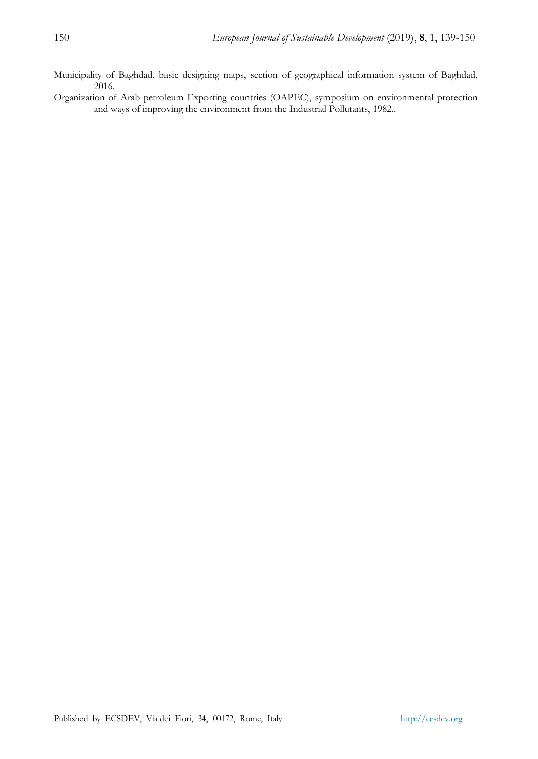Municipality of Baghdad, basic designing maps, section of geographical information system of Baghdad, 2016.

Organization of Arab petroleum Exporting countries (OAPEC), symposium on environmental protection and ways of improving the environment from the Industrial Pollutants, 1982..

Published by ECSDEV, Via dei Fiori, 34, 00172, Rome, Italy http://ecsdev.org